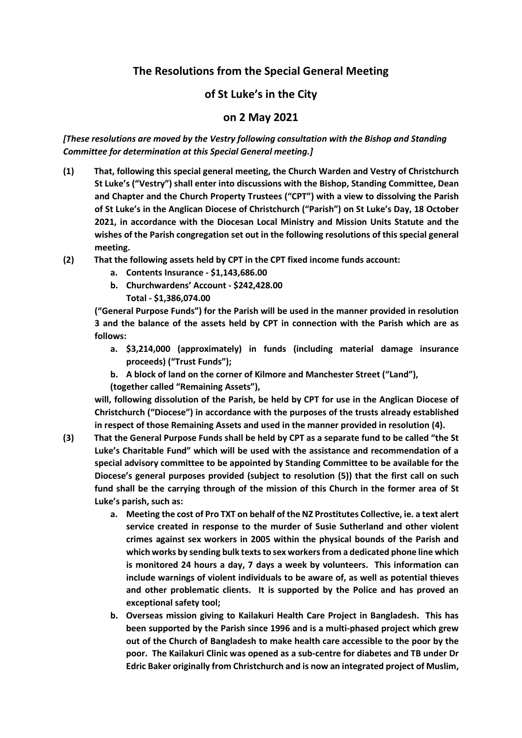# The Resolutions from the Special General Meeting

## of St Luke's in the City

## on 2 May 2021

***[These resolutions are moved by the Vestry following consultation with the Bishop and Standing Committee for determination at this Special General meeting.]***

**(1) That, following this special general meeting, the Church Warden and Vestry of Christchurch St Luke's ("Vestry") shall enter into discussions with the Bishop, Standing Committee, Dean and Chapter and the Church Property Trustees ("CPT") with a view to dissolving the Parish of St Luke's in the Anglican Diocese of Christchurch ("Parish") on St Luke's Day, 18 October 2021, in accordance with the Diocesan Local Ministry and Mission Units Statute and the wishes of the Parish congregation set out in the following resolutions of this special general meeting.**

**(2) That the following assets held by CPT in the CPT fixed income funds account:**

**a. Contents Insurance - $1,143,686.00**

**b. Churchwardens' Account - $242,428.00**

**Total - $1,386,074.00**

**("General Purpose Funds") for the Parish will be used in the manner provided in resolution 3 and the balance of the assets held by CPT in connection with the Parish which are as follows:**

**a. $3,214,000 (approximately) in funds (including material damage insurance proceeds) ("Trust Funds");**

**b. A block of land on the corner of Kilmore and Manchester Street ("Land"),**

**(together called "Remaining Assets"),**

**will, following dissolution of the Parish, be held by CPT for use in the Anglican Diocese of Christchurch ("Diocese") in accordance with the purposes of the trusts already established in respect of those Remaining Assets and used in the manner provided in resolution (4).**

**(3) That the General Purpose Funds shall be held by CPT as a separate fund to be called "the St Luke's Charitable Fund" which will be used with the assistance and recommendation of a special advisory committee to be appointed by Standing Committee to be available for the Diocese's general purposes provided (subject to resolution (5)) that the first call on such fund shall be the carrying through of the mission of this Church in the former area of St Luke's parish, such as:**

**a. Meeting the cost of Pro TXT on behalf of the NZ Prostitutes Collective, ie. a text alert service created in response to the murder of Susie Sutherland and other violent crimes against sex workers in 2005 within the physical bounds of the Parish and which works by sending bulk texts to sex workers from a dedicated phone line which is monitored 24 hours a day, 7 days a week by volunteers. This information can include warnings of violent individuals to be aware of, as well as potential thieves and other problematic clients. It is supported by the Police and has proved an exceptional safety tool;**

**b. Overseas mission giving to Kailakuri Health Care Project in Bangladesh. This has been supported by the Parish since 1996 and is a multi-phased project which grew out of the Church of Bangladesh to make health care accessible to the poor by the poor. The Kailakuri Clinic was opened as a sub-centre for diabetes and TB under Dr Edric Baker originally from Christchurch and is now an integrated project of Muslim,**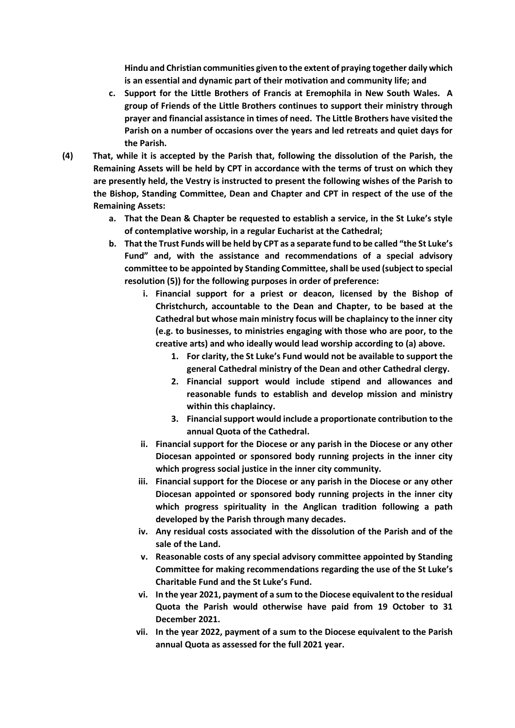**Hindu and Christian communities given to the extent of praying together daily which is an essential and dynamic part of their motivation and community life; and**

c. **Support for the Little Brothers of Francis at Eremophila in New South Wales. A group of Friends of the Little Brothers continues to support their ministry through prayer and financial assistance in times of need. The Little Brothers have visited the Parish on a number of occasions over the years and led retreats and quiet days for the Parish.**

**(4) That, while it is accepted by the Parish that, following the dissolution of the Parish, the Remaining Assets will be held by CPT in accordance with the terms of trust on which they are presently held, the Vestry is instructed to present the following wishes of the Parish to the Bishop, Standing Committee, Dean and Chapter and CPT in respect of the use of the Remaining Assets:**

a. **That the Dean & Chapter be requested to establish a service, in the St Luke's style of contemplative worship, in a regular Eucharist at the Cathedral;**

b. **That the Trust Funds will be held by CPT as a separate fund to be called "the St Luke's Fund" and, with the assistance and recommendations of a special advisory committee to be appointed by Standing Committee, shall be used (subject to special resolution (5)) for the following purposes in order of preference:**

   i. **Financial support for a priest or deacon, licensed by the Bishop of Christchurch, accountable to the Dean and Chapter, to be based at the Cathedral but whose main ministry focus will be chaplaincy to the inner city (e.g. to businesses, to ministries engaging with those who are poor, to the creative arts) and who ideally would lead worship according to (a) above.**

      1. **For clarity, the St Luke's Fund would not be available to support the general Cathedral ministry of the Dean and other Cathedral clergy.**
      2. **Financial support would include stipend and allowances and reasonable funds to establish and develop mission and ministry within this chaplaincy.**
      3. **Financial support would include a proportionate contribution to the annual Quota of the Cathedral.**

   ii. **Financial support for the Diocese or any parish in the Diocese or any other Diocesan appointed or sponsored body running projects in the inner city which progress social justice in the inner city community.**

   iii. **Financial support for the Diocese or any parish in the Diocese or any other Diocesan appointed or sponsored body running projects in the inner city which progress spirituality in the Anglican tradition following a path developed by the Parish through many decades.**

   iv. **Any residual costs associated with the dissolution of the Parish and of the sale of the Land.**

   v. **Reasonable costs of any special advisory committee appointed by Standing Committee for making recommendations regarding the use of the St Luke's Charitable Fund and the St Luke's Fund.**

   vi. **In the year 2021, payment of a sum to the Diocese equivalent to the residual Quota the Parish would otherwise have paid from 19 October to 31 December 2021.**

   vii. **In the year 2022, payment of a sum to the Diocese equivalent to the Parish annual Quota as assessed for the full 2021 year.**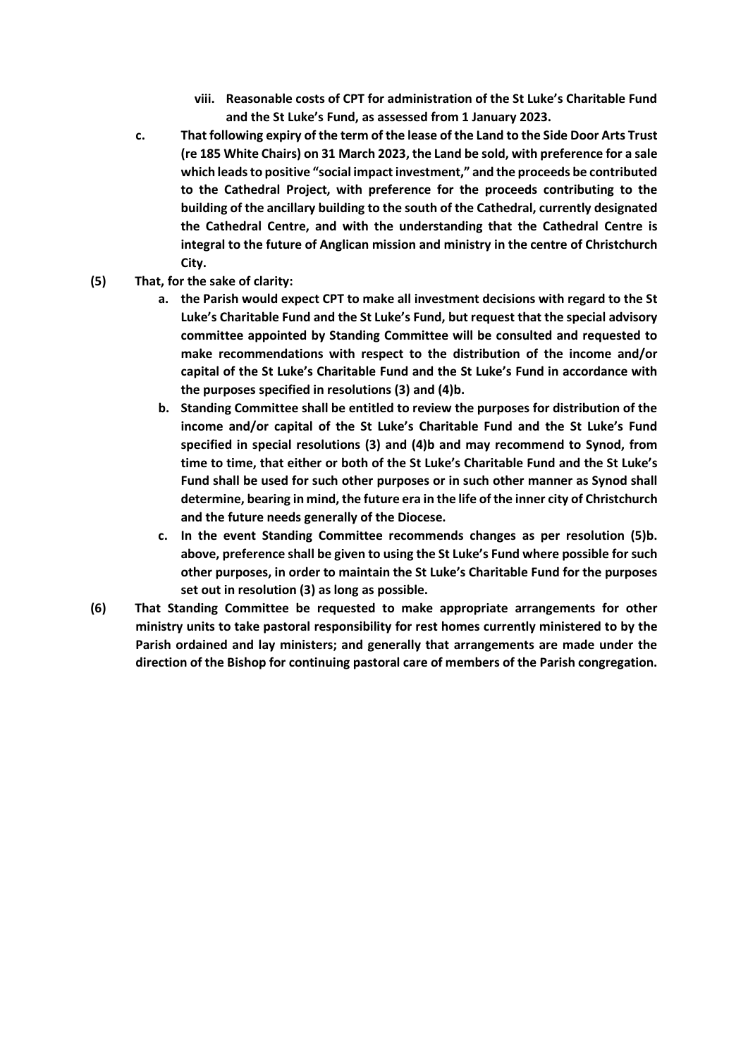**viii. Reasonable costs of CPT for administration of the St Luke's Charitable Fund and the St Luke's Fund, as assessed from 1 January 2023.**

**c. That following expiry of the term of the lease of the Land to the Side Door Arts Trust (re 185 White Chairs) on 31 March 2023, the Land be sold, with preference for a sale which leads to positive "social impact investment," and the proceeds be contributed to the Cathedral Project, with preference for the proceeds contributing to the building of the ancillary building to the south of the Cathedral, currently designated the Cathedral Centre, and with the understanding that the Cathedral Centre is integral to the future of Anglican mission and ministry in the centre of Christchurch City.**

**(5) That, for the sake of clarity:**

**a. the Parish would expect CPT to make all investment decisions with regard to the St Luke's Charitable Fund and the St Luke's Fund, but request that the special advisory committee appointed by Standing Committee will be consulted and requested to make recommendations with respect to the distribution of the income and/or capital of the St Luke's Charitable Fund and the St Luke's Fund in accordance with the purposes specified in resolutions (3) and (4)b.**

**b. Standing Committee shall be entitled to review the purposes for distribution of the income and/or capital of the St Luke's Charitable Fund and the St Luke's Fund specified in special resolutions (3) and (4)b and may recommend to Synod, from time to time, that either or both of the St Luke's Charitable Fund and the St Luke's Fund shall be used for such other purposes or in such other manner as Synod shall determine, bearing in mind, the future era in the life of the inner city of Christchurch and the future needs generally of the Diocese.**

**c. In the event Standing Committee recommends changes as per resolution (5)b. above, preference shall be given to using the St Luke's Fund where possible for such other purposes, in order to maintain the St Luke's Charitable Fund for the purposes set out in resolution (3) as long as possible.**

**(6) That Standing Committee be requested to make appropriate arrangements for other ministry units to take pastoral responsibility for rest homes currently ministered to by the Parish ordained and lay ministers; and generally that arrangements are made under the direction of the Bishop for continuing pastoral care of members of the Parish congregation.**